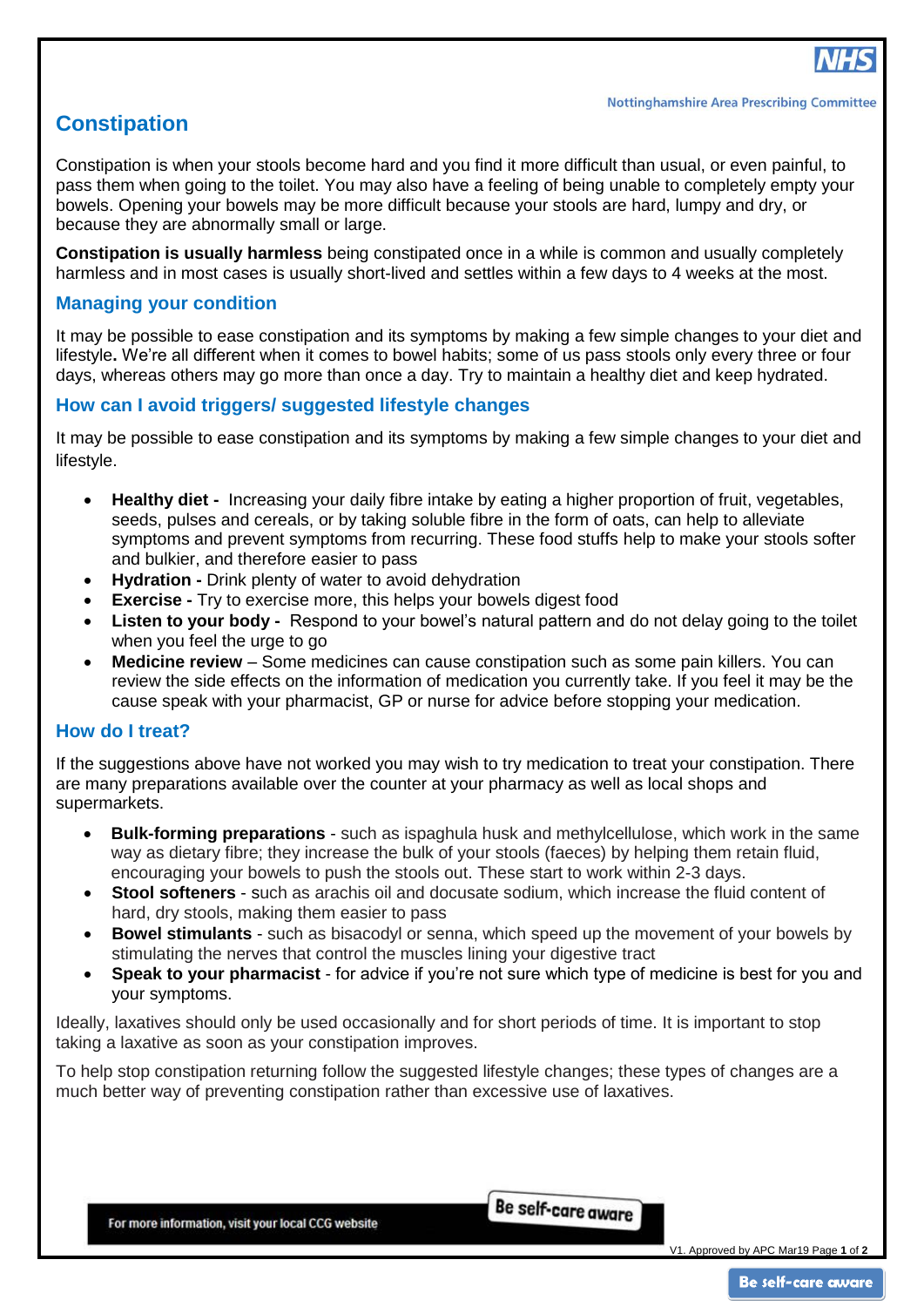# Constipation

Constipation is when your stools become hard and you find it more difficult than usual, or even painful, to pass them when going to the toilet. You may also have a feeling of being unable to completely empty your bowels. Opening your bowels may be more difficult because your stools are hard, lumpy and dry, or because they are abnormally small or large.

**Constipation is usually harmless** being constipated once in a while is common and usually completely harmless and in most cases is usually short-lived and settles within a few days to 4 weeks at the most.

## Managing your condition

It may be possible to ease constipation and its symptoms by making a few simple changes to your diet and lifestyle**.** We're all different when it comes to bowel habits; some of us pass stools only every three or four days, whereas others may go more than once a day. Try to maintain a healthy diet and keep hydrated.

## How can I avoid triggers/ suggested lifestyle changes

It may be possible to ease constipation and its symptoms by making a few simple changes to your diet and lifestyle.

- **Healthy diet -** Increasing your daily fibre intake by eating a higher proportion of fruit, vegetables, seeds, pulses and cereals, or by taking soluble fibre in the form of oats, can help to alleviate symptoms and prevent symptoms from recurring. These food stuffs help to make your stools softer and bulkier, and therefore easier to pass
- **Hydration -** Drink plenty of water to avoid dehydration
- **Exercise -** Try to exercise more, this helps your bowels digest food
- **Listen to your body -** Respond to your bowel's natural pattern and do not delay going to the toilet when you feel the urge to go
- **Medicine review** – Some medicines can cause constipation such as some pain killers. You can review the side effects on the information of medication you currently take. If you feel it may be the cause speak with your pharmacist, GP or nurse for advice before stopping your medication.

## How do I treat?

If the suggestions above have not worked you may wish to try medication to treat your constipation. There are many preparations available over the counter at your pharmacy as well as local shops and supermarkets.

- **Bulk-forming preparations** - such as ispaghula husk and methylcellulose, which work in the same way as dietary fibre; they increase the bulk of your stools (faeces) by helping them retain fluid, encouraging your bowels to push the stools out. These start to work within 2-3 days.
- **Stool softeners** - such as arachis oil and docusate sodium, which increase the fluid content of hard, dry stools, making them easier to pass
- **Bowel stimulants** - such as bisacodyl or senna, which speed up the movement of your bowels by stimulating the nerves that control the muscles lining your digestive tract
- **Speak to your pharmacist** - for advice if you're not sure which type of medicine is best for you and your symptoms.

Ideally, laxatives should only be used occasionally and for short periods of time. It is important to stop taking a laxative as soon as your constipation improves.

To help stop constipation returning follow the suggested lifestyle changes; these types of changes are a much better way of preventing constipation rather than excessive use of laxatives.

For more information, visit your local CCG website

Be self-care aware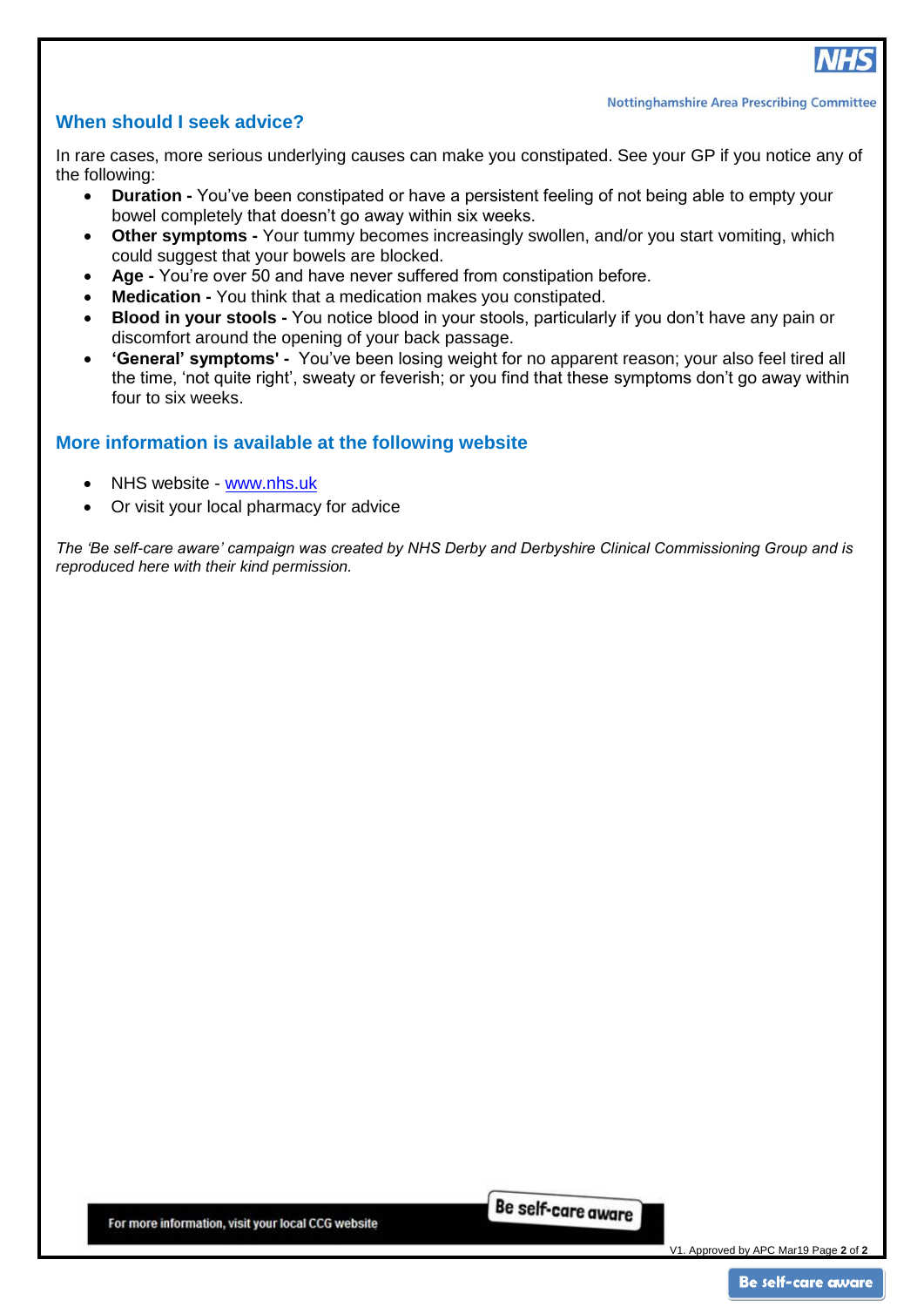## When should I seek advice?

In rare cases, more serious underlying causes can make you constipated. See your GP if you notice any of the following:

- **Duration -** You've been constipated or have a persistent feeling of not being able to empty your bowel completely that doesn't go away within six weeks.
- **Other symptoms -** Your tummy becomes increasingly swollen, and/or you start vomiting, which could suggest that your bowels are blocked.
- **Age -** You're over 50 and have never suffered from constipation before.
- **Medication -** You think that a medication makes you constipated.
- **Blood in your stools -** You notice blood in your stools, particularly if you don't have any pain or discomfort around the opening of your back passage.
- **'General' symptoms' -** You've been losing weight for no apparent reason; your also feel tired all the time, 'not quite right', sweaty or feverish; or you find that these symptoms don't go away within four to six weeks.

## More information is available at the following website

- NHS website - [www.nhs.uk](http://www.nhs.uk)
- Or visit your local pharmacy for advice

*The 'Be self-care aware' campaign was created by NHS Derby and Derbyshire Clinical Commissioning Group and is reproduced here with their kind permission.*

For more information, visit your local CCG website

Be self-care aware